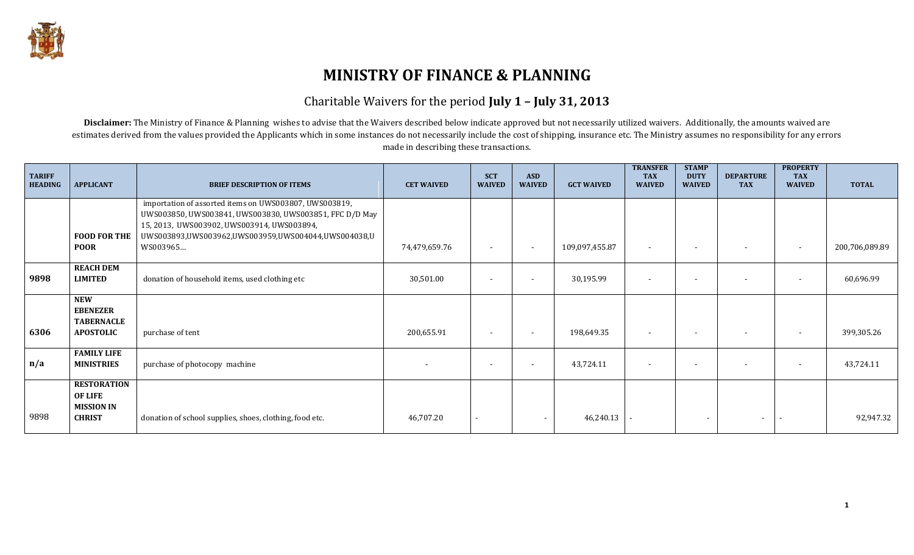# MINISTRY OF FINANCE & PLANNING

## Charitable Waivers for the period **July 1 – July 31, 2013**

**Disclaimer:** The Ministry of Finance & Planning wishes to advise that the Waivers described below indicate approved but not necessarily utilized waivers. Additionally, the amounts waived are estimates derived from the values provided the Applicants which in some instances do not necessarily include the cost of shipping, insurance etc. The Ministry assumes no responsibility for any errors made in describing these transactions.

| TARIFF HEADING | APPLICANT | BRIEF DESCRIPTION OF ITEMS | CET WAIVED | SCT WAIVED | ASD WAIVED | GCT WAIVED | TRANSFER TAX WAIVED | STAMP DUTY WAIVED | DEPARTURE TAX | PROPERTY TAX WAIVED | TOTAL |
|---|---|---|---|---|---|---|---|---|---|---|---|
| | **FOOD FOR THE POOR** | importation of assorted items on UWS003807, UWS003819, UWS003850, UWS003841, UWS003830, UWS003851, FFC D/D May 15, 2013, UWS003902, UWS003914, UWS003894, UWS003893,UWS003962,UWS003959,UWS004044,UWS004038,UWS003965… | 74,479,659.76 | - | - | 109,097,455.87 | - | - | - | - | 200,706,089.89 |
| **9898** | **REACH DEM LIMITED** | donation of household items, used clothing etc | 30,501.00 | - | - | 30,195.99 | - | - | - | - | 60,696.99 |
| **6306** | **NEW EBENEZER TABERNACLE APOSTOLIC** | purchase of tent | 200,655.91 | - | - | 198,649.35 | - | - | - | - | 399,305.26 |
| **n/a** | **FAMILY LIFE MINISTRIES** | purchase of photocopy machine | - | - | - | 43,724.11 | - | - | - | - | 43,724.11 |
| 9898 | **RESTORATION OF LIFE MISSION IN CHRIST** | donation of school supplies, shoes, clothing, food etc. | 46,707.20 | - | - | 46,240.13 | - | - | - | - | 92,947.32 |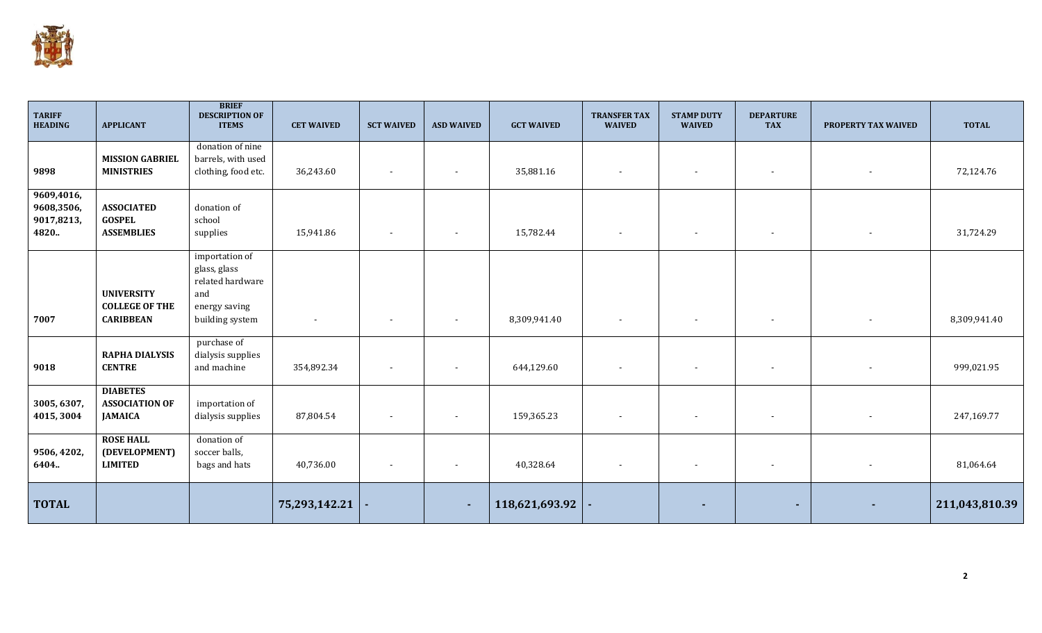| TARIFF HEADING | APPLICANT | BRIEF DESCRIPTION OF ITEMS | CET WAIVED | SCT WAIVED | ASD WAIVED | GCT WAIVED | TRANSFER TAX WAIVED | STAMP DUTY WAIVED | DEPARTURE TAX | PROPERTY TAX WAIVED | TOTAL |
|---|---|---|---|---|---|---|---|---|---|---|---|
| 9898 | **MISSION GABRIEL MINISTRIES** | donation of nine barrels, with used clothing, food etc. | 36,243.60 | - | - | 35,881.16 | - | - | - | - | 72,124.76 |
| 9609,4016, 9608,3506, 9017,8213, 4820.. | **ASSOCIATED GOSPEL ASSEMBLIES** | donation of school supplies | 15,941.86 | - | - | 15,782.44 | - | - | - | - | 31,724.29 |
| 7007 | **UNIVERSITY COLLEGE OF THE CARIBBEAN** | importation of glass, glass related hardware and energy saving building system | - | - | - | 8,309,941.40 | - | - | - | - | 8,309,941.40 |
| 9018 | **RAPHA DIALYSIS CENTRE** | purchase of dialysis supplies and machine | 354,892.34 | - | - | 644,129.60 | - | - | - | - | 999,021.95 |
| 3005, 6307, 4015, 3004 | **DIABETES ASSOCIATION OF JAMAICA** | importation of dialysis supplies | 87,804.54 | - | - | 159,365.23 | - | - | - | - | 247,169.77 |
| 9506, 4202, 6404.. | **ROSE HALL (DEVELOPMENT) LIMITED** | donation of soccer balls, bags and hats | 40,736.00 | - | - | 40,328.64 | - | - | - | - | 81,064.64 |
| **TOTAL** | | | **75,293,142.21** | **-** | **-** | **118,621,693.92** | **-** | **-** | **-** | **-** | **211,043,810.39** |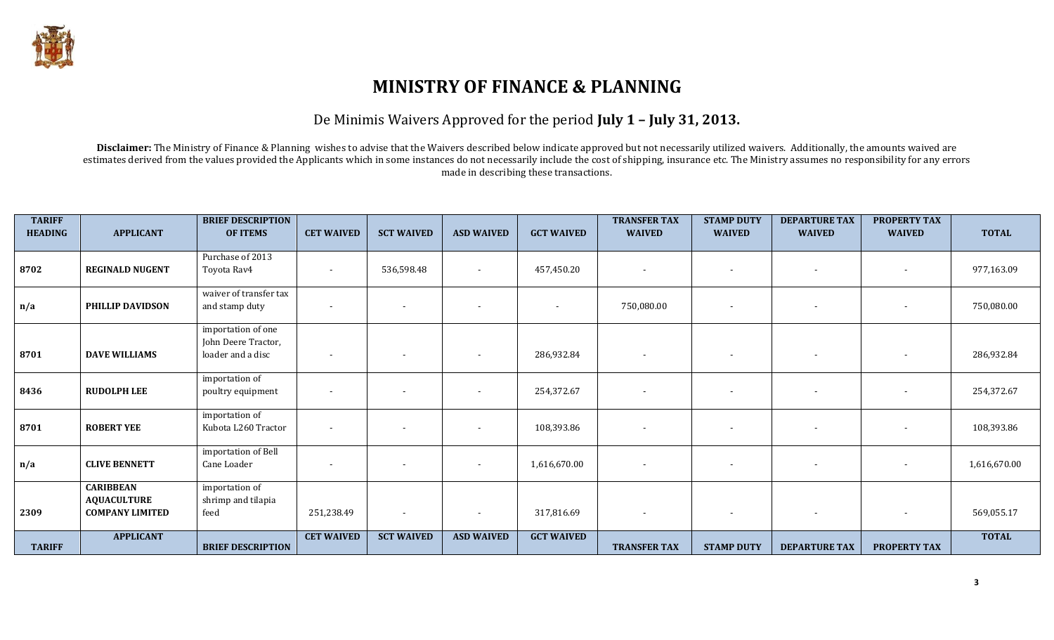# MINISTRY OF FINANCE & PLANNING

De Minimis Waivers Approved for the period **July 1 – July 31, 2013.**

**Disclaimer:** The Ministry of Finance & Planning wishes to advise that the Waivers described below indicate approved but not necessarily utilized waivers. Additionally, the amounts waived are estimates derived from the values provided the Applicants which in some instances do not necessarily include the cost of shipping, insurance etc. The Ministry assumes no responsibility for any errors made in describing these transactions.

| TARIFF HEADING | APPLICANT | BRIEF DESCRIPTION OF ITEMS | CET WAIVED | SCT WAIVED | ASD WAIVED | GCT WAIVED | TRANSFER TAX WAIVED | STAMP DUTY WAIVED | DEPARTURE TAX WAIVED | PROPERTY TAX WAIVED | TOTAL |
|---|---|---|---|---|---|---|---|---|---|---|---|
| 8702 | REGINALD NUGENT | Purchase of 2013 Toyota Rav4 | - | 536,598.48 | - | 457,450.20 | - | - | - | - | 977,163.09 |
| n/a | PHILLIP DAVIDSON | waiver of transfer tax and stamp duty | - | - | - | - | 750,080.00 | - | - | - | 750,080.00 |
| 8701 | DAVE WILLIAMS | importation of one John Deere Tractor, loader and a disc | - | - | - | 286,932.84 | - | - | - | - | 286,932.84 |
| 8436 | RUDOLPH LEE | importation of poultry equipment | - | - | - | 254,372.67 | - | - | - | - | 254,372.67 |
| 8701 | ROBERT YEE | importation of Kubota L260 Tractor | - | - | - | 108,393.86 | - | - | - | - | 108,393.86 |
| n/a | CLIVE BENNETT | importation of Bell Cane Loader | - | - | - | 1,616,670.00 | - | - | - | - | 1,616,670.00 |
| 2309 | CARIBBEAN AQUACULTURE COMPANY LIMITED | importation of shrimp and tilapia feed | 251,238.49 | - | - | 317,816.69 | - | - | - | - | 569,055.17 |
| TARIFF | APPLICANT | BRIEF DESCRIPTION | CET WAIVED | SCT WAIVED | ASD WAIVED | GCT WAIVED | TRANSFER TAX | STAMP DUTY | DEPARTURE TAX | PROPERTY TAX | TOTAL |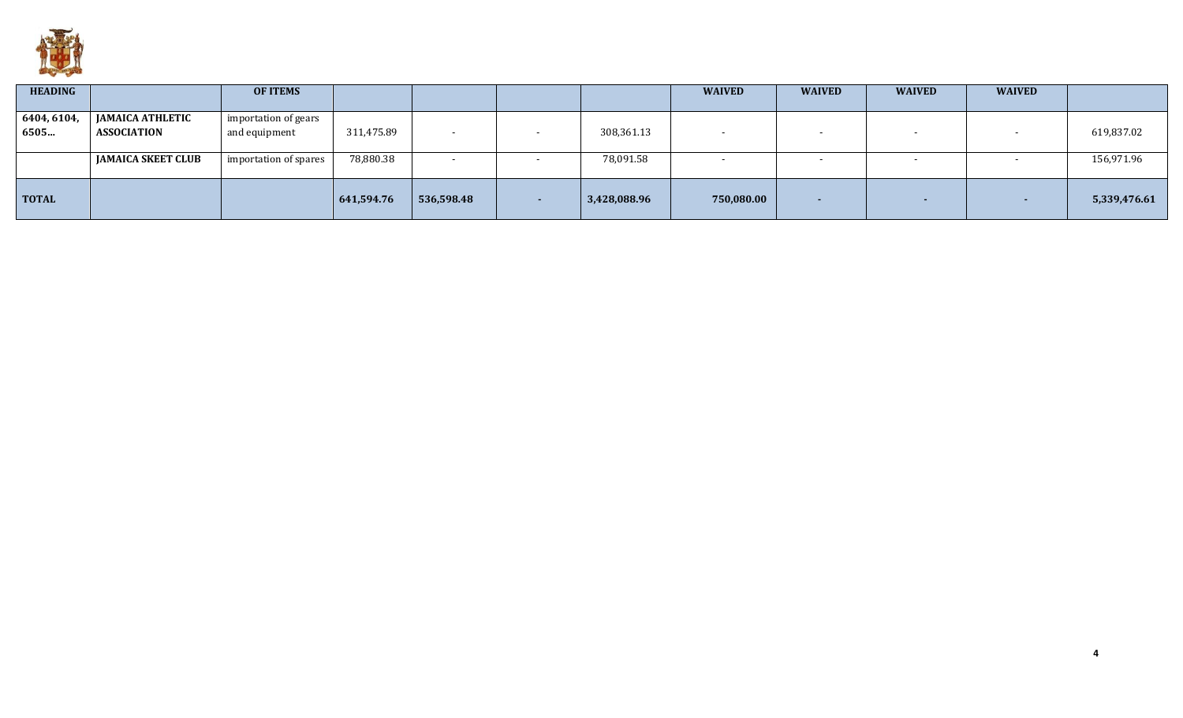| HEADING | | OF ITEMS | | | | | WAIVED | WAIVED | WAIVED | WAIVED | |
|---|---|---|---|---|---|---|---|---|---|---|---|
| 6404, 6104, 6505... | **JAMAICA ATHLETIC ASSOCIATION** | importation of gears and equipment | 311,475.89 | - | - | 308,361.13 | - | - | - | - | 619,837.02 |
| | **JAMAICA SKEET CLUB** | importation of spares | 78,880.38 | - | - | 78,091.58 | - | - | - | - | 156,971.96 |
| **TOTAL** | | | **641,594.76** | **536,598.48** | **-** | **3,428,088.96** | **750,080.00** | **-** | **-** | **-** | **5,339,476.61** |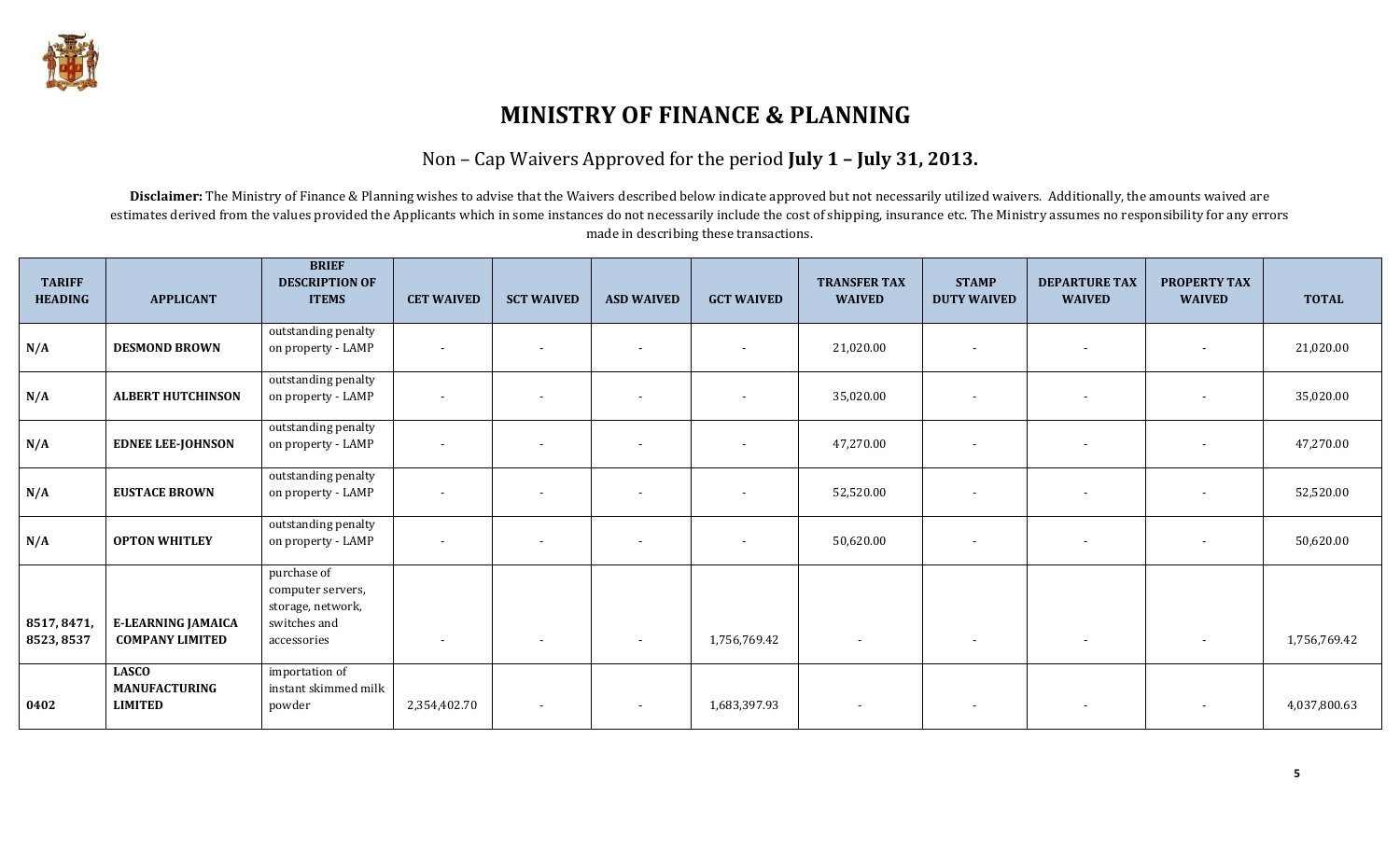# MINISTRY OF FINANCE & PLANNING

## Non – Cap Waivers Approved for the period **July 1 – July 31, 2013.**

**Disclaimer:** The Ministry of Finance & Planning wishes to advise that the Waivers described below indicate approved but not necessarily utilized waivers. Additionally, the amounts waived are estimates derived from the values provided the Applicants which in some instances do not necessarily include the cost of shipping, insurance etc. The Ministry assumes no responsibility for any errors made in describing these transactions.

| TARIFF HEADING | APPLICANT | BRIEF DESCRIPTION OF ITEMS | CET WAIVED | SCT WAIVED | ASD WAIVED | GCT WAIVED | TRANSFER TAX WAIVED | STAMP DUTY WAIVED | DEPARTURE TAX WAIVED | PROPERTY TAX WAIVED | TOTAL |
|---|---|---|---|---|---|---|---|---|---|---|---|
| N/A | **DESMOND BROWN** | outstanding penalty on property - LAMP | - | - | - | - | 21,020.00 | - | - | - | 21,020.00 |
| N/A | **ALBERT HUTCHINSON** | outstanding penalty on property - LAMP | - | - | - | - | 35,020.00 | - | - | - | 35,020.00 |
| N/A | **EDNEE LEE-JOHNSON** | outstanding penalty on property - LAMP | - | - | - | - | 47,270.00 | - | - | - | 47,270.00 |
| N/A | **EUSTACE BROWN** | outstanding penalty on property - LAMP | - | - | - | - | 52,520.00 | - | - | - | 52,520.00 |
| N/A | **OPTON WHITLEY** | outstanding penalty on property - LAMP | - | - | - | - | 50,620.00 | - | - | - | 50,620.00 |
| 8517, 8471, 8523, 8537 | **E-LEARNING JAMAICA COMPANY LIMITED** | purchase of computer servers, storage, network, switches and accessories | - | - | - | 1,756,769.42 | - | - | - | - | 1,756,769.42 |
| 0402 | **LASCO MANUFACTURING LIMITED** | importation of instant skimmed milk powder | 2,354,402.70 | - | - | 1,683,397.93 | - | - | - | - | 4,037,800.63 |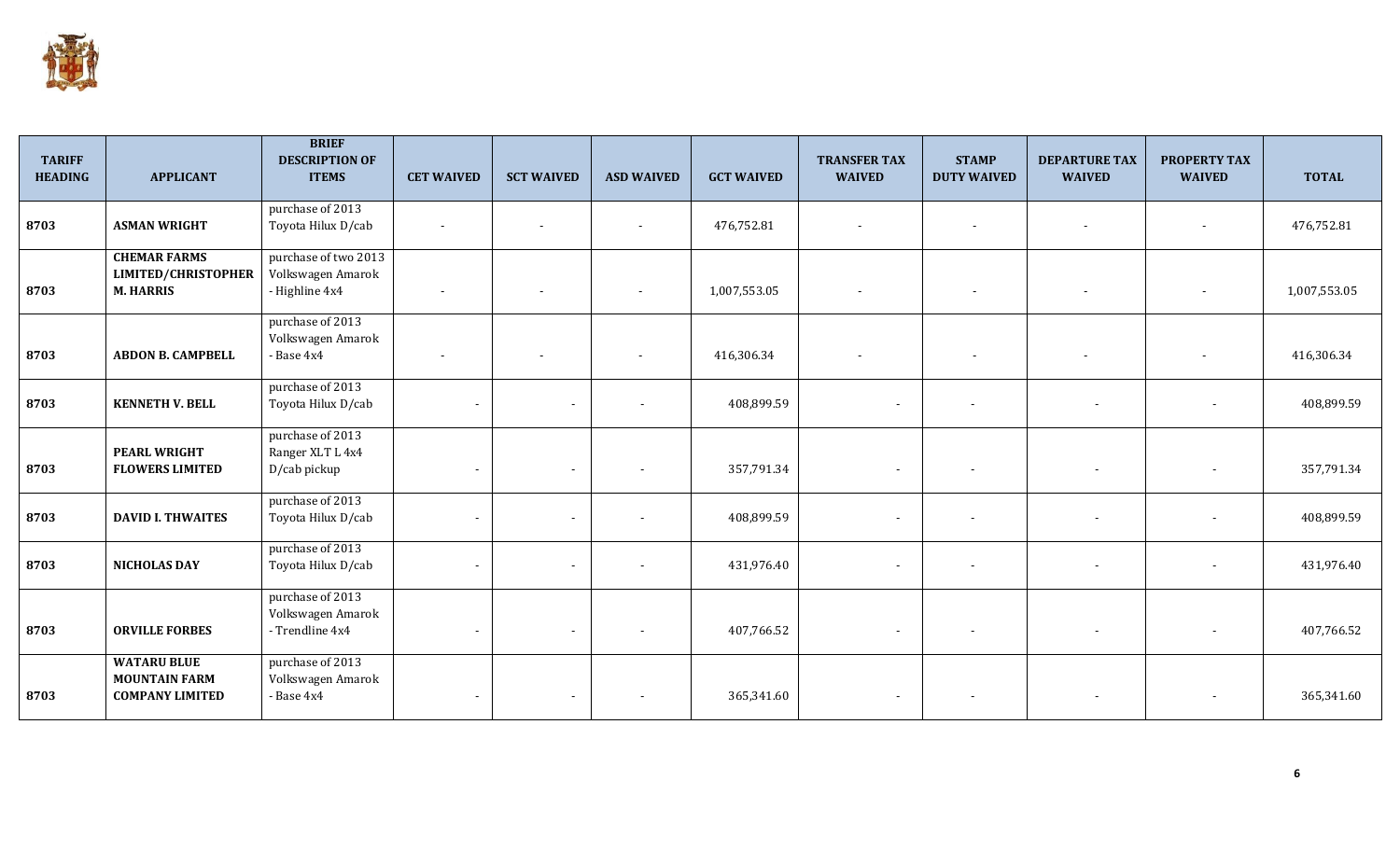| TARIFF HEADING | APPLICANT | BRIEF DESCRIPTION OF ITEMS | CET WAIVED | SCT WAIVED | ASD WAIVED | GCT WAIVED | TRANSFER TAX WAIVED | STAMP DUTY WAIVED | DEPARTURE TAX WAIVED | PROPERTY TAX WAIVED | TOTAL |
|---|---|---|---|---|---|---|---|---|---|---|---|
| 8703 | **ASMAN WRIGHT** | purchase of 2013 Toyota Hilux D/cab | - | - | - | 476,752.81 | - | - | - | - | 476,752.81 |
| 8703 | **CHEMAR FARMS LIMITED/CHRISTOPHER M. HARRIS** | purchase of two 2013 Volkswagen Amarok - Highline 4x4 | - | - | - | 1,007,553.05 | - | - | - | - | 1,007,553.05 |
| 8703 | **ABDON B. CAMPBELL** | purchase of 2013 Volkswagen Amarok - Base 4x4 | - | - | - | 416,306.34 | - | - | - | - | 416,306.34 |
| 8703 | **KENNETH V. BELL** | purchase of 2013 Toyota Hilux D/cab | - | - | - | 408,899.59 | - | - | - | - | 408,899.59 |
| 8703 | **PEARL WRIGHT FLOWERS LIMITED** | purchase of 2013 Ranger XLT L 4x4 D/cab pickup | - | - | - | 357,791.34 | - | - | - | - | 357,791.34 |
| 8703 | **DAVID I. THWAITES** | purchase of 2013 Toyota Hilux D/cab | - | - | - | 408,899.59 | - | - | - | - | 408,899.59 |
| 8703 | **NICHOLAS DAY** | purchase of 2013 Toyota Hilux D/cab | - | - | - | 431,976.40 | - | - | - | - | 431,976.40 |
| 8703 | **ORVILLE FORBES** | purchase of 2013 Volkswagen Amarok - Trendline 4x4 | - | - | - | 407,766.52 | - | - | - | - | 407,766.52 |
| 8703 | **WATARU BLUE MOUNTAIN FARM COMPANY LIMITED** | purchase of 2013 Volkswagen Amarok - Base 4x4 | - | - | - | 365,341.60 | - | - | - | - | 365,341.60 |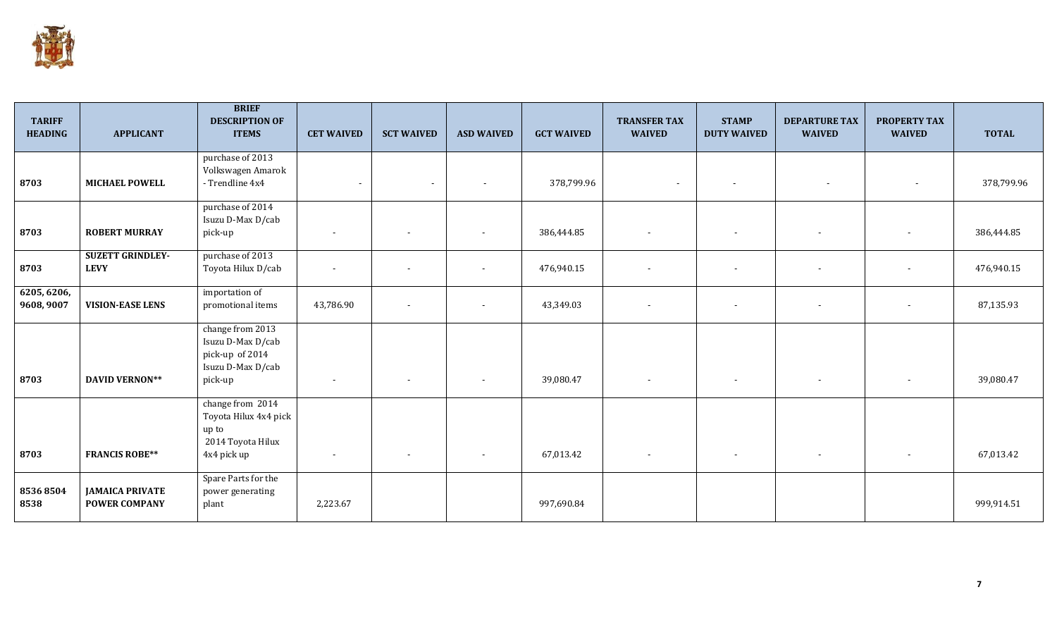| TARIFF HEADING | APPLICANT | BRIEF DESCRIPTION OF ITEMS | CET WAIVED | SCT WAIVED | ASD WAIVED | GCT WAIVED | TRANSFER TAX WAIVED | STAMP DUTY WAIVED | DEPARTURE TAX WAIVED | PROPERTY TAX WAIVED | TOTAL |
|---|---|---|---|---|---|---|---|---|---|---|---|
| 8703 | MICHAEL POWELL | purchase of 2013 Volkswagen Amarok - Trendline 4x4 | - | - | - | 378,799.96 | - | - | - | - | 378,799.96 |
| 8703 | ROBERT MURRAY | purchase of 2014 Isuzu D-Max D/cab pick-up | - | - | - | 386,444.85 | - | - | - | - | 386,444.85 |
| 8703 | SUZETT GRINDLEY-LEVY | purchase of 2013 Toyota Hilux D/cab | - | - | - | 476,940.15 | - | - | - | - | 476,940.15 |
| 6205, 6206, 9608, 9007 | VISION-EASE LENS | importation of promotional items | 43,786.90 | - | - | 43,349.03 | - | - | - | - | 87,135.93 |
| 8703 | DAVID VERNON** | change from 2013 Isuzu D-Max D/cab pick-up of 2014 Isuzu D-Max D/cab pick-up | - | - | - | 39,080.47 | - | - | - | - | 39,080.47 |
| 8703 | FRANCIS ROBE** | change from 2014 Toyota Hilux 4x4 pick up to 2014 Toyota Hilux 4x4 pick up | - | - | - | 67,013.42 | - | - | - | - | 67,013.42 |
| 8536 8504 8538 | JAMAICA PRIVATE POWER COMPANY | Spare Parts for the power generating plant | 2,223.67 | | | 997,690.84 | | | | | 999,914.51 |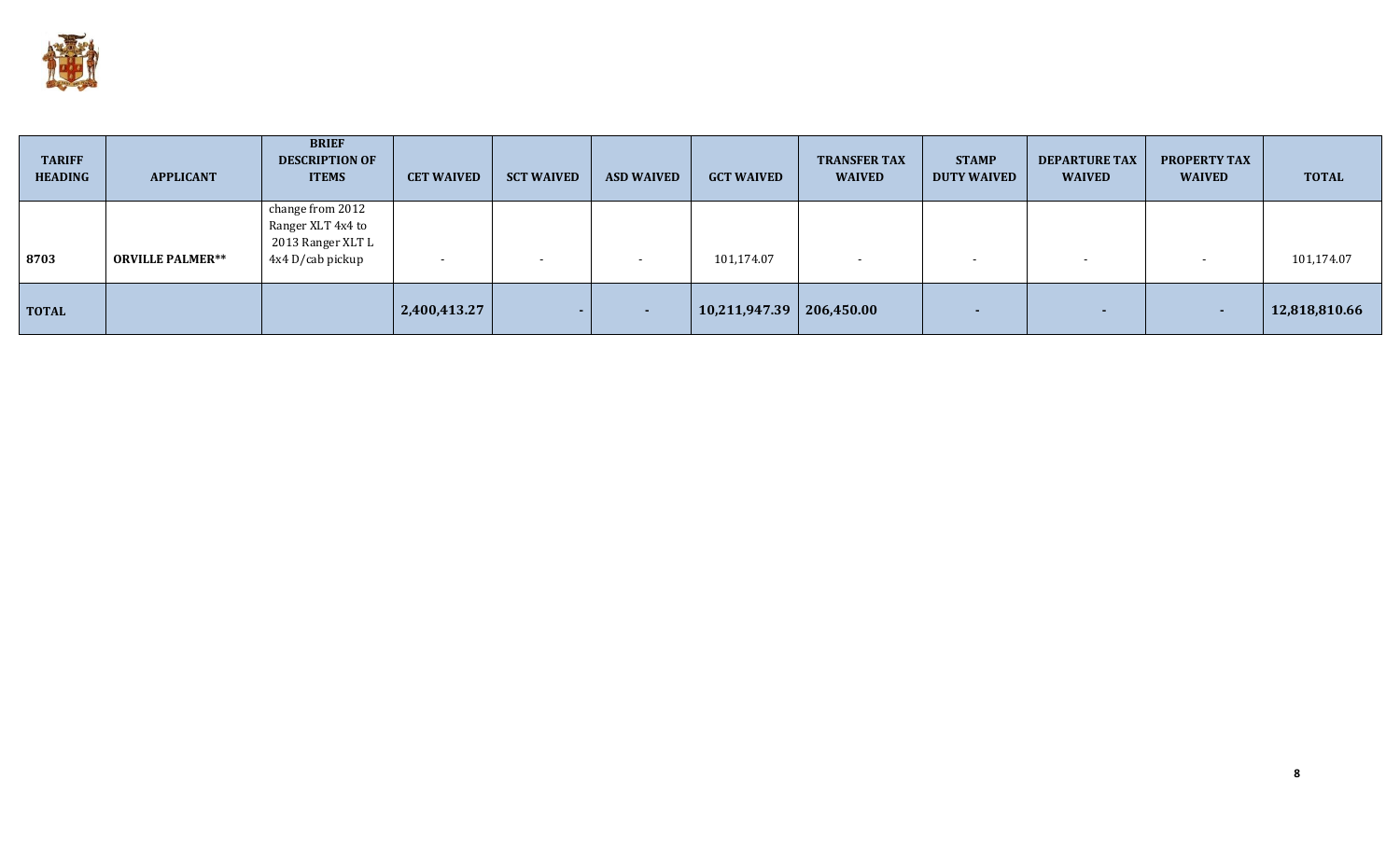| TARIFF HEADING | APPLICANT | BRIEF DESCRIPTION OF ITEMS | CET WAIVED | SCT WAIVED | ASD WAIVED | GCT WAIVED | TRANSFER TAX WAIVED | STAMP DUTY WAIVED | DEPARTURE TAX WAIVED | PROPERTY TAX WAIVED | TOTAL |
|---|---|---|---|---|---|---|---|---|---|---|---|
| 8703 | **ORVILLE PALMER**** | change from 2012 Ranger XLT 4x4 to 2013 Ranger XLT L 4x4 D/cab pickup | - | - | - | 101,174.07 | - | - | - | - | 101,174.07 |
| **TOTAL** | | | **2,400,413.27** | **-** | **-** | **10,211,947.39** | **206,450.00** | **-** | **-** | **-** | **12,818,810.66** |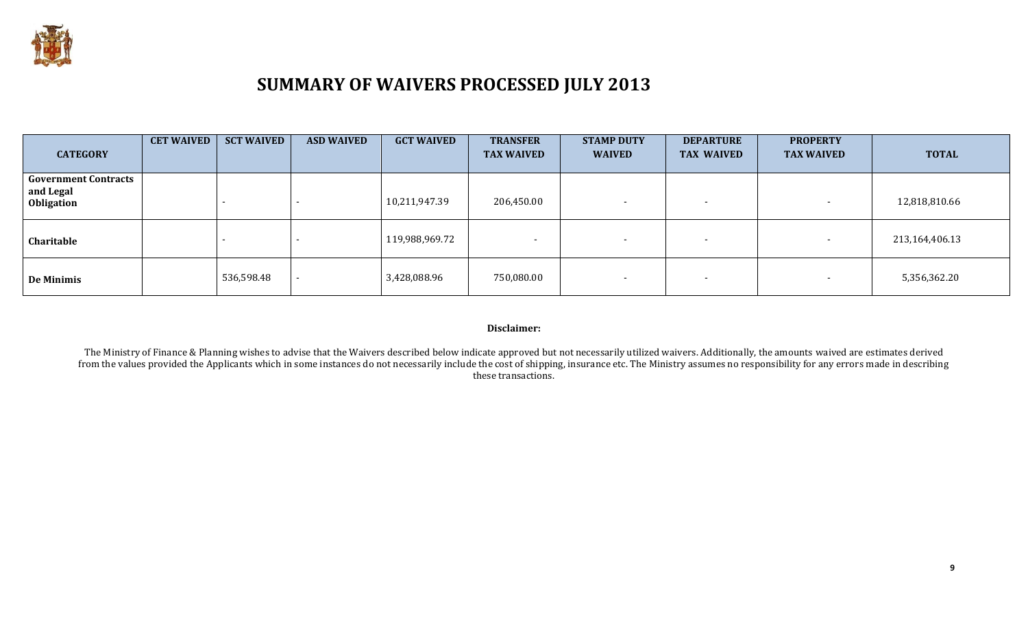# SUMMARY OF WAIVERS PROCESSED JULY 2013

| CATEGORY | CET WAIVED | SCT WAIVED | ASD WAIVED | GCT WAIVED | TRANSFER TAX WAIVED | STAMP DUTY WAIVED | DEPARTURE TAX WAIVED | PROPERTY TAX WAIVED | TOTAL |
|---|---|---|---|---|---|---|---|---|---|
| **Government Contracts and Legal Obligation** | | - | - | 10,211,947.39 | 206,450.00 | - | - | - | 12,818,810.66 |
| **Charitable** | | - | - | 119,988,969.72 | - | - | - | - | 213,164,406.13 |
| **De Minimis** | | 536,598.48 | - | 3,428,088.96 | 750,080.00 | - | - | - | 5,356,362.20 |

**Disclaimer:**

The Ministry of Finance & Planning wishes to advise that the Waivers described below indicate approved but not necessarily utilized waivers. Additionally, the amounts waived are estimates derived from the values provided the Applicants which in some instances do not necessarily include the cost of shipping, insurance etc. The Ministry assumes no responsibility for any errors made in describing these transactions.